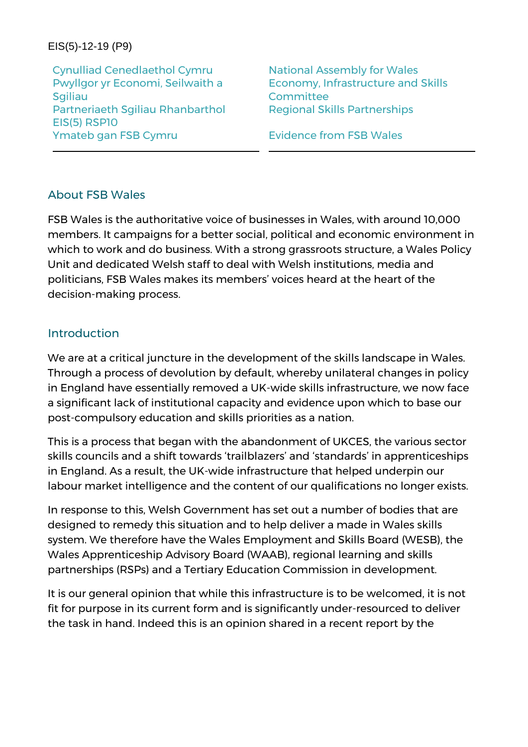EIS(5)-12-19 (P9)

| Cynulliad Cenedlaethol Cymru | National Assembly for Wales |
| --- | --- |
| Pwyllgor yr Economi, Seilwaith a Sgiliau | Economy, Infrastructure and Skills Committee |
| Partneriaeth Sgiliau Rhanbarthol EIS(5) RSP10 | Regional Skills Partnerships |
| Ymateb gan FSB Cymru | Evidence from FSB Wales |

## About FSB Wales

FSB Wales is the authoritative voice of businesses in Wales, with around 10,000 members. It campaigns for a better social, political and economic environment in which to work and do business. With a strong grassroots structure, a Wales Policy Unit and dedicated Welsh staff to deal with Welsh institutions, media and politicians, FSB Wales makes its members' voices heard at the heart of the decision-making process.

## Introduction

We are at a critical juncture in the development of the skills landscape in Wales. Through a process of devolution by default, whereby unilateral changes in policy in England have essentially removed a UK-wide skills infrastructure, we now face a significant lack of institutional capacity and evidence upon which to base our post-compulsory education and skills priorities as a nation.

This is a process that began with the abandonment of UKCES, the various sector skills councils and a shift towards 'trailblazers' and 'standards' in apprenticeships in England. As a result, the UK-wide infrastructure that helped underpin our labour market intelligence and the content of our qualifications no longer exists.

In response to this, Welsh Government has set out a number of bodies that are designed to remedy this situation and to help deliver a made in Wales skills system. We therefore have the Wales Employment and Skills Board (WESB), the Wales Apprenticeship Advisory Board (WAAB), regional learning and skills partnerships (RSPs) and a Tertiary Education Commission in development.

It is our general opinion that while this infrastructure is to be welcomed, it is not fit for purpose in its current form and is significantly under-resourced to deliver the task in hand. Indeed this is an opinion shared in a recent report by the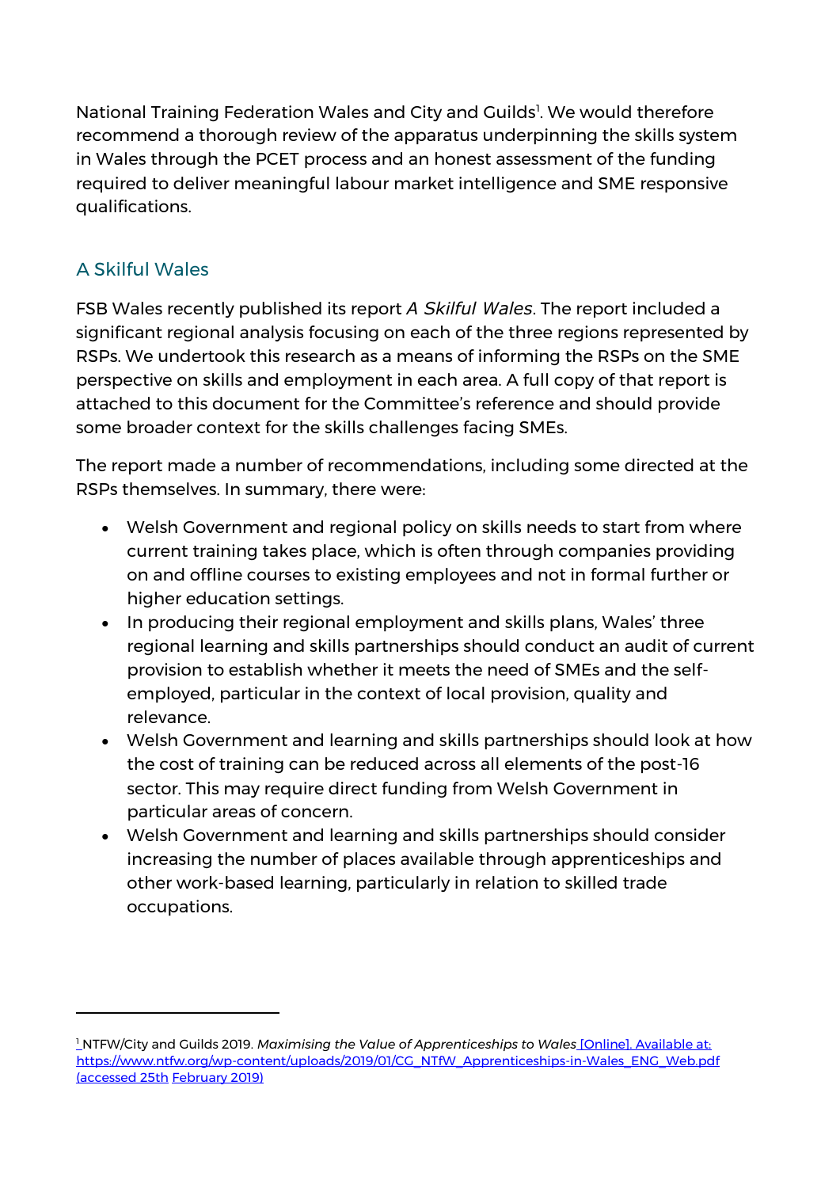National Training Federation Wales and City and Guilds[1]. We would therefore recommend a thorough review of the apparatus underpinning the skills system in Wales through the PCET process and an honest assessment of the funding required to deliver meaningful labour market intelligence and SME responsive qualifications.

## A Skilful Wales

FSB Wales recently published its report *A Skilful Wales*. The report included a significant regional analysis focusing on each of the three regions represented by RSPs. We undertook this research as a means of informing the RSPs on the SME perspective on skills and employment in each area. A full copy of that report is attached to this document for the Committee's reference and should provide some broader context for the skills challenges facing SMEs.

The report made a number of recommendations, including some directed at the RSPs themselves. In summary, there were:

- Welsh Government and regional policy on skills needs to start from where current training takes place, which is often through companies providing on and offline courses to existing employees and not in formal further or higher education settings.
- In producing their regional employment and skills plans, Wales' three regional learning and skills partnerships should conduct an audit of current provision to establish whether it meets the need of SMEs and the self-employed, particular in the context of local provision, quality and relevance.
- Welsh Government and learning and skills partnerships should look at how the cost of training can be reduced across all elements of the post-16 sector. This may require direct funding from Welsh Government in particular areas of concern.
- Welsh Government and learning and skills partnerships should consider increasing the number of places available through apprenticeships and other work-based learning, particularly in relation to skilled trade occupations.

---

[1] NTFW/City and Guilds 2019. *Maximising the Value of Apprenticeships to Wales* [Online]. Available at: https://www.ntfw.org/wp-content/uploads/2019/01/CG_NTfW_Apprenticeships-in-Wales_ENG_Web.pdf (accessed 25th February 2019)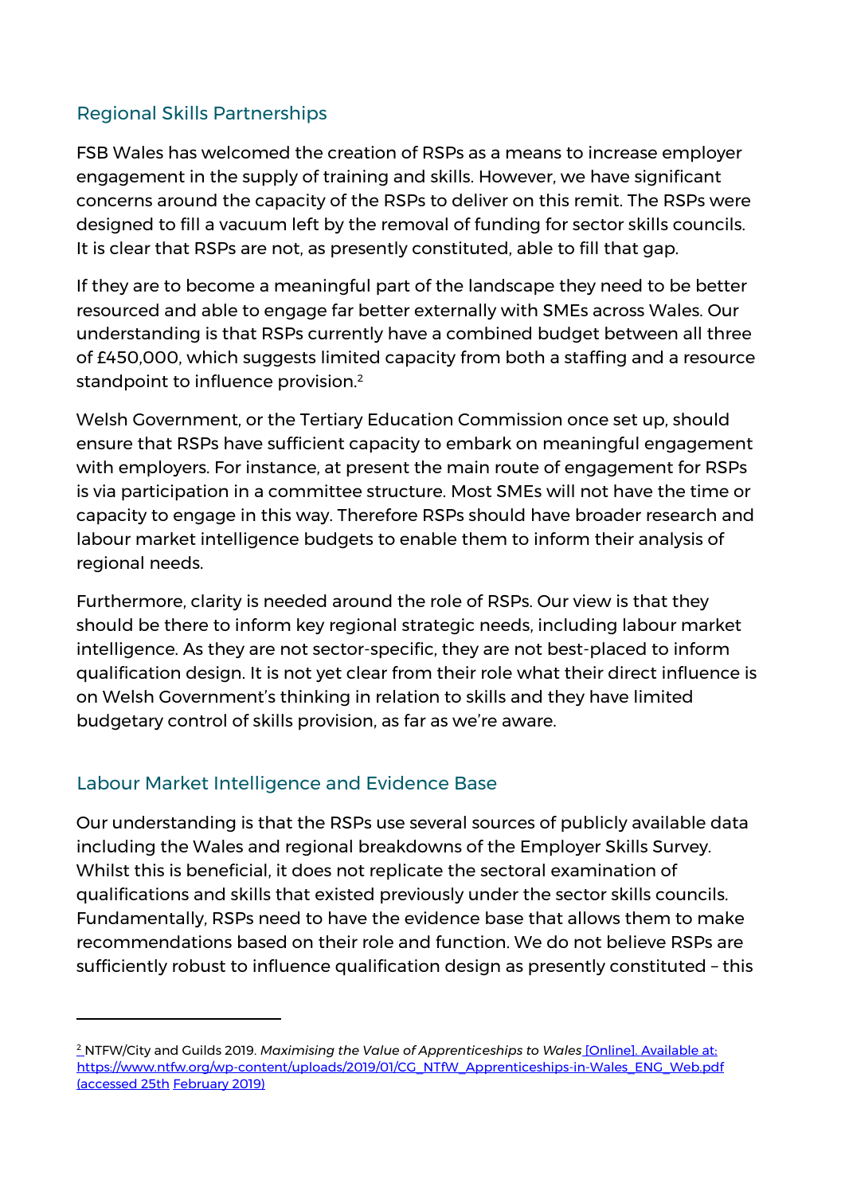## Regional Skills Partnerships

FSB Wales has welcomed the creation of RSPs as a means to increase employer engagement in the supply of training and skills. However, we have significant concerns around the capacity of the RSPs to deliver on this remit. The RSPs were designed to fill a vacuum left by the removal of funding for sector skills councils. It is clear that RSPs are not, as presently constituted, able to fill that gap.

If they are to become a meaningful part of the landscape they need to be better resourced and able to engage far better externally with SMEs across Wales. Our understanding is that RSPs currently have a combined budget between all three of £450,000, which suggests limited capacity from both a staffing and a resource standpoint to influence provision.[2]

Welsh Government, or the Tertiary Education Commission once set up, should ensure that RSPs have sufficient capacity to embark on meaningful engagement with employers. For instance, at present the main route of engagement for RSPs is via participation in a committee structure. Most SMEs will not have the time or capacity to engage in this way. Therefore RSPs should have broader research and labour market intelligence budgets to enable them to inform their analysis of regional needs.

Furthermore, clarity is needed around the role of RSPs. Our view is that they should be there to inform key regional strategic needs, including labour market intelligence. As they are not sector-specific, they are not best-placed to inform qualification design. It is not yet clear from their role what their direct influence is on Welsh Government's thinking in relation to skills and they have limited budgetary control of skills provision, as far as we're aware.

## Labour Market Intelligence and Evidence Base

Our understanding is that the RSPs use several sources of publicly available data including the Wales and regional breakdowns of the Employer Skills Survey. Whilst this is beneficial, it does not replicate the sectoral examination of qualifications and skills that existed previously under the sector skills councils. Fundamentally, RSPs need to have the evidence base that allows them to make recommendations based on their role and function. We do not believe RSPs are sufficiently robust to influence qualification design as presently constituted – this

---

[2] NTFW/City and Guilds 2019. *Maximising the Value of Apprenticeships to Wales* [Online]. Available at: https://www.ntfw.org/wp-content/uploads/2019/01/CG_NTfW_Apprenticeships-in-Wales_ENG_Web.pdf (accessed 25th February 2019)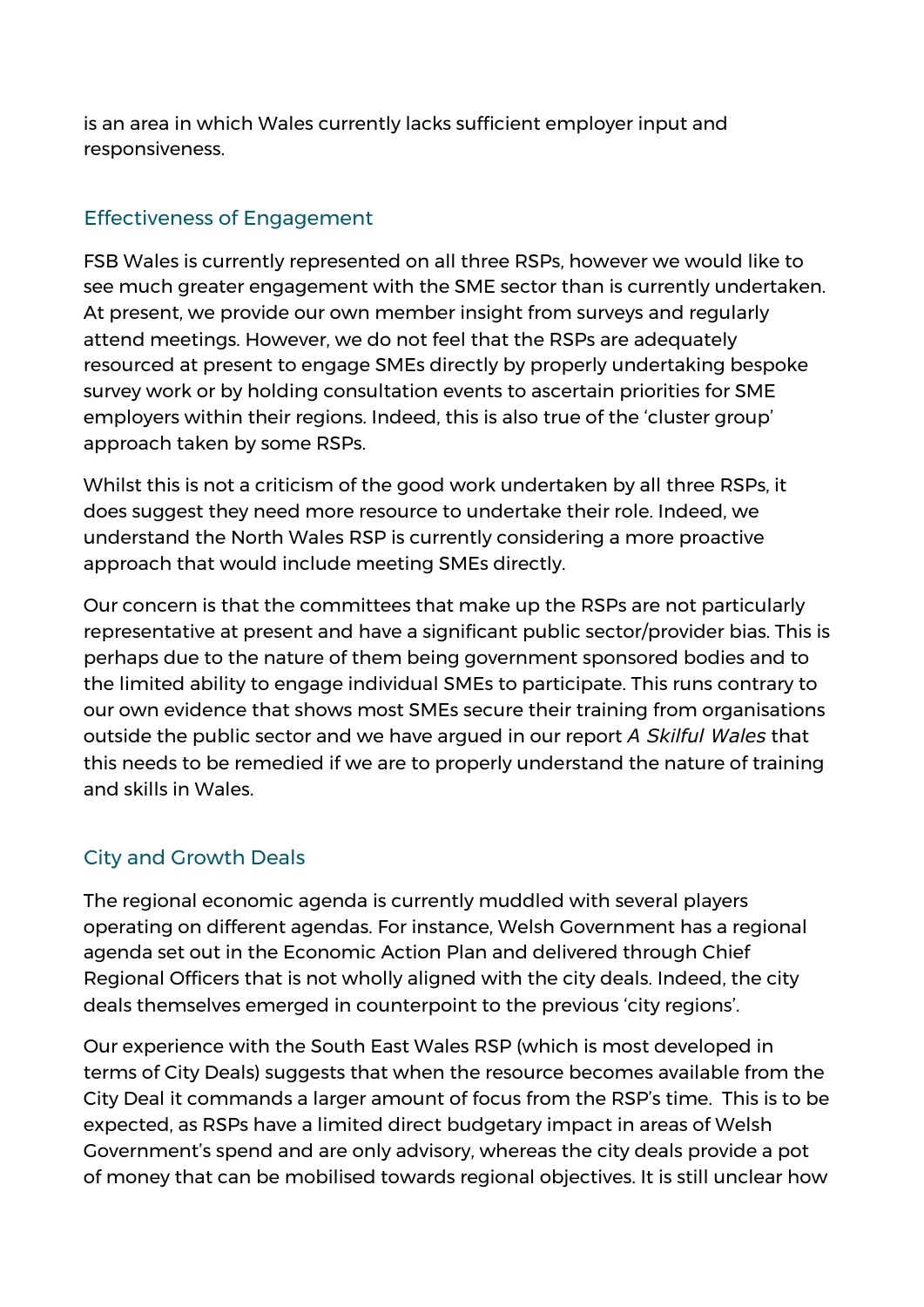is an area in which Wales currently lacks sufficient employer input and responsiveness.

## Effectiveness of Engagement

FSB Wales is currently represented on all three RSPs, however we would like to see much greater engagement with the SME sector than is currently undertaken. At present, we provide our own member insight from surveys and regularly attend meetings. However, we do not feel that the RSPs are adequately resourced at present to engage SMEs directly by properly undertaking bespoke survey work or by holding consultation events to ascertain priorities for SME employers within their regions. Indeed, this is also true of the 'cluster group' approach taken by some RSPs.

Whilst this is not a criticism of the good work undertaken by all three RSPs, it does suggest they need more resource to undertake their role. Indeed, we understand the North Wales RSP is currently considering a more proactive approach that would include meeting SMEs directly.

Our concern is that the committees that make up the RSPs are not particularly representative at present and have a significant public sector/provider bias. This is perhaps due to the nature of them being government sponsored bodies and to the limited ability to engage individual SMEs to participate. This runs contrary to our own evidence that shows most SMEs secure their training from organisations outside the public sector and we have argued in our report *A Skilful Wales* that this needs to be remedied if we are to properly understand the nature of training and skills in Wales.

## City and Growth Deals

The regional economic agenda is currently muddled with several players operating on different agendas. For instance, Welsh Government has a regional agenda set out in the Economic Action Plan and delivered through Chief Regional Officers that is not wholly aligned with the city deals. Indeed, the city deals themselves emerged in counterpoint to the previous 'city regions'.

Our experience with the South East Wales RSP (which is most developed in terms of City Deals) suggests that when the resource becomes available from the City Deal it commands a larger amount of focus from the RSP's time. This is to be expected, as RSPs have a limited direct budgetary impact in areas of Welsh Government's spend and are only advisory, whereas the city deals provide a pot of money that can be mobilised towards regional objectives. It is still unclear how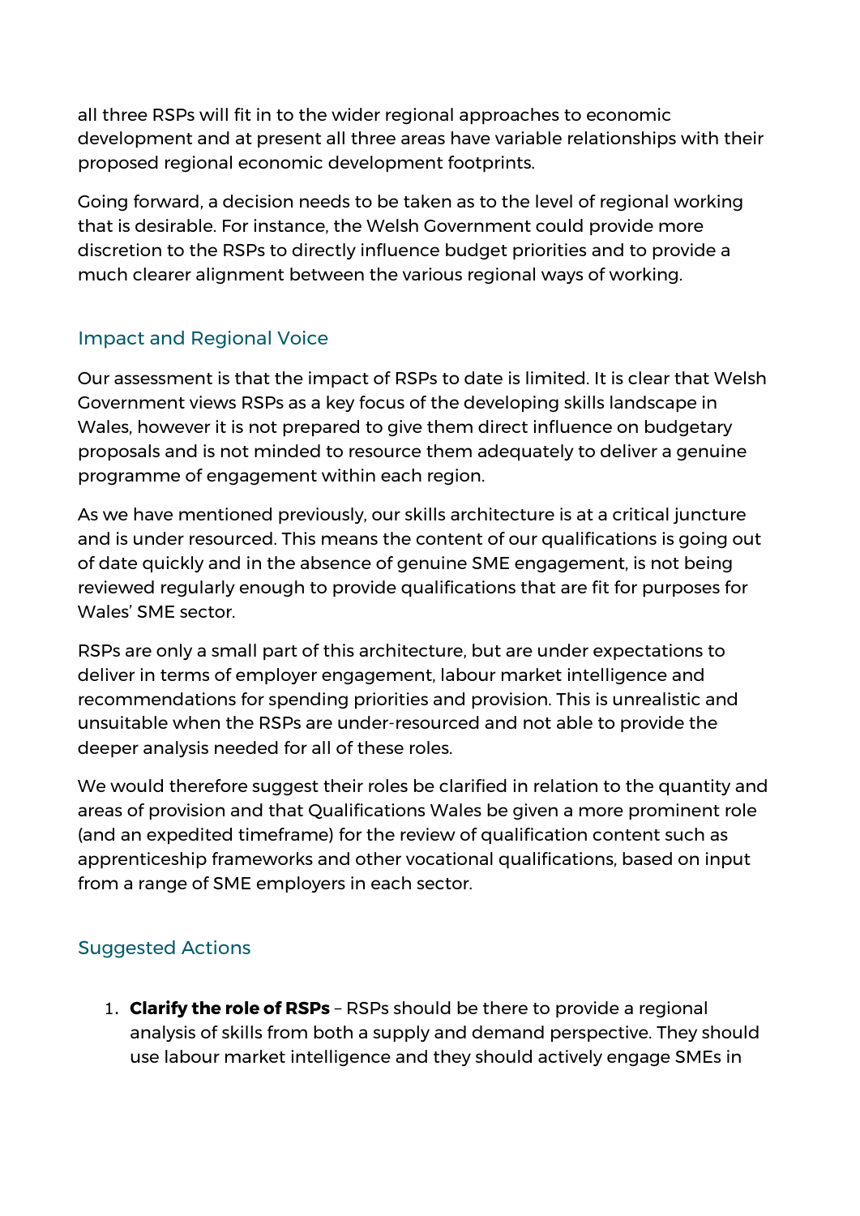all three RSPs will fit in to the wider regional approaches to economic development and at present all three areas have variable relationships with their proposed regional economic development footprints.

Going forward, a decision needs to be taken as to the level of regional working that is desirable. For instance, the Welsh Government could provide more discretion to the RSPs to directly influence budget priorities and to provide a much clearer alignment between the various regional ways of working.

## Impact and Regional Voice

Our assessment is that the impact of RSPs to date is limited. It is clear that Welsh Government views RSPs as a key focus of the developing skills landscape in Wales, however it is not prepared to give them direct influence on budgetary proposals and is not minded to resource them adequately to deliver a genuine programme of engagement within each region.

As we have mentioned previously, our skills architecture is at a critical juncture and is under resourced. This means the content of our qualifications is going out of date quickly and in the absence of genuine SME engagement, is not being reviewed regularly enough to provide qualifications that are fit for purposes for Wales' SME sector.

RSPs are only a small part of this architecture, but are under expectations to deliver in terms of employer engagement, labour market intelligence and recommendations for spending priorities and provision. This is unrealistic and unsuitable when the RSPs are under-resourced and not able to provide the deeper analysis needed for all of these roles.

We would therefore suggest their roles be clarified in relation to the quantity and areas of provision and that Qualifications Wales be given a more prominent role (and an expedited timeframe) for the review of qualification content such as apprenticeship frameworks and other vocational qualifications, based on input from a range of SME employers in each sector.

## Suggested Actions

1. **Clarify the role of RSPs** – RSPs should be there to provide a regional analysis of skills from both a supply and demand perspective. They should use labour market intelligence and they should actively engage SMEs in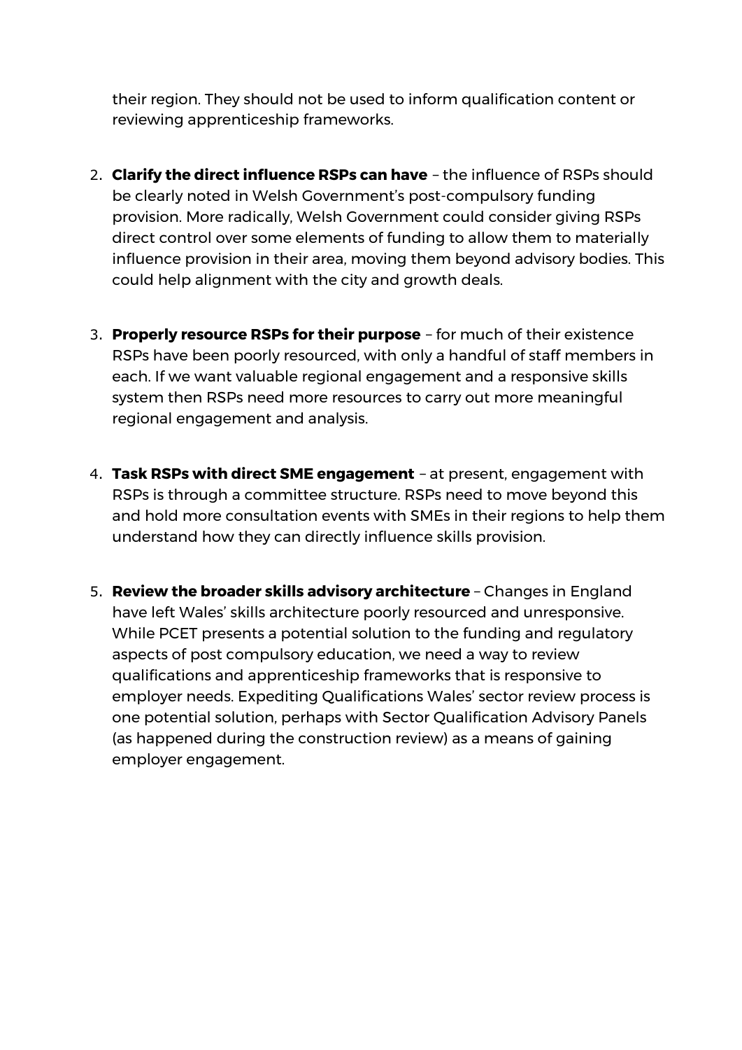their region. They should not be used to inform qualification content or reviewing apprenticeship frameworks.

2. **Clarify the direct influence RSPs can have** – the influence of RSPs should be clearly noted in Welsh Government's post-compulsory funding provision. More radically, Welsh Government could consider giving RSPs direct control over some elements of funding to allow them to materially influence provision in their area, moving them beyond advisory bodies. This could help alignment with the city and growth deals.

3. **Properly resource RSPs for their purpose** – for much of their existence RSPs have been poorly resourced, with only a handful of staff members in each. If we want valuable regional engagement and a responsive skills system then RSPs need more resources to carry out more meaningful regional engagement and analysis.

4. **Task RSPs with direct SME engagement** – at present, engagement with RSPs is through a committee structure. RSPs need to move beyond this and hold more consultation events with SMEs in their regions to help them understand how they can directly influence skills provision.

5. **Review the broader skills advisory architecture** – Changes in England have left Wales' skills architecture poorly resourced and unresponsive. While PCET presents a potential solution to the funding and regulatory aspects of post compulsory education, we need a way to review qualifications and apprenticeship frameworks that is responsive to employer needs. Expediting Qualifications Wales' sector review process is one potential solution, perhaps with Sector Qualification Advisory Panels (as happened during the construction review) as a means of gaining employer engagement.